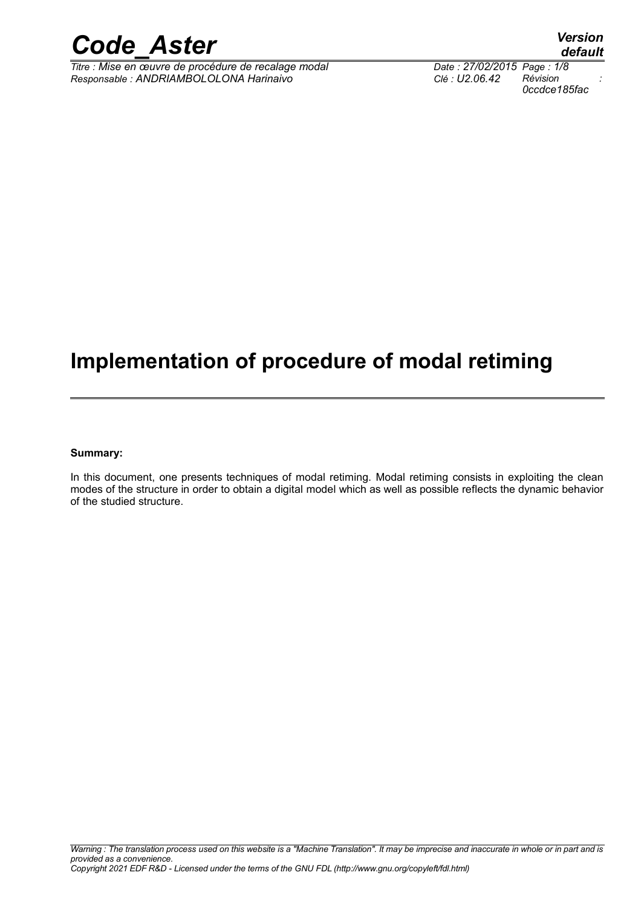# Implementation of procedure of modal retiming

**Summary:**

In this document, one presents techniques of modal retiming. Modal retiming consists in exploiting the clean modes of the structure in order to obtain a digital model which as well as possible reflects the dynamic behavior of the studied structure.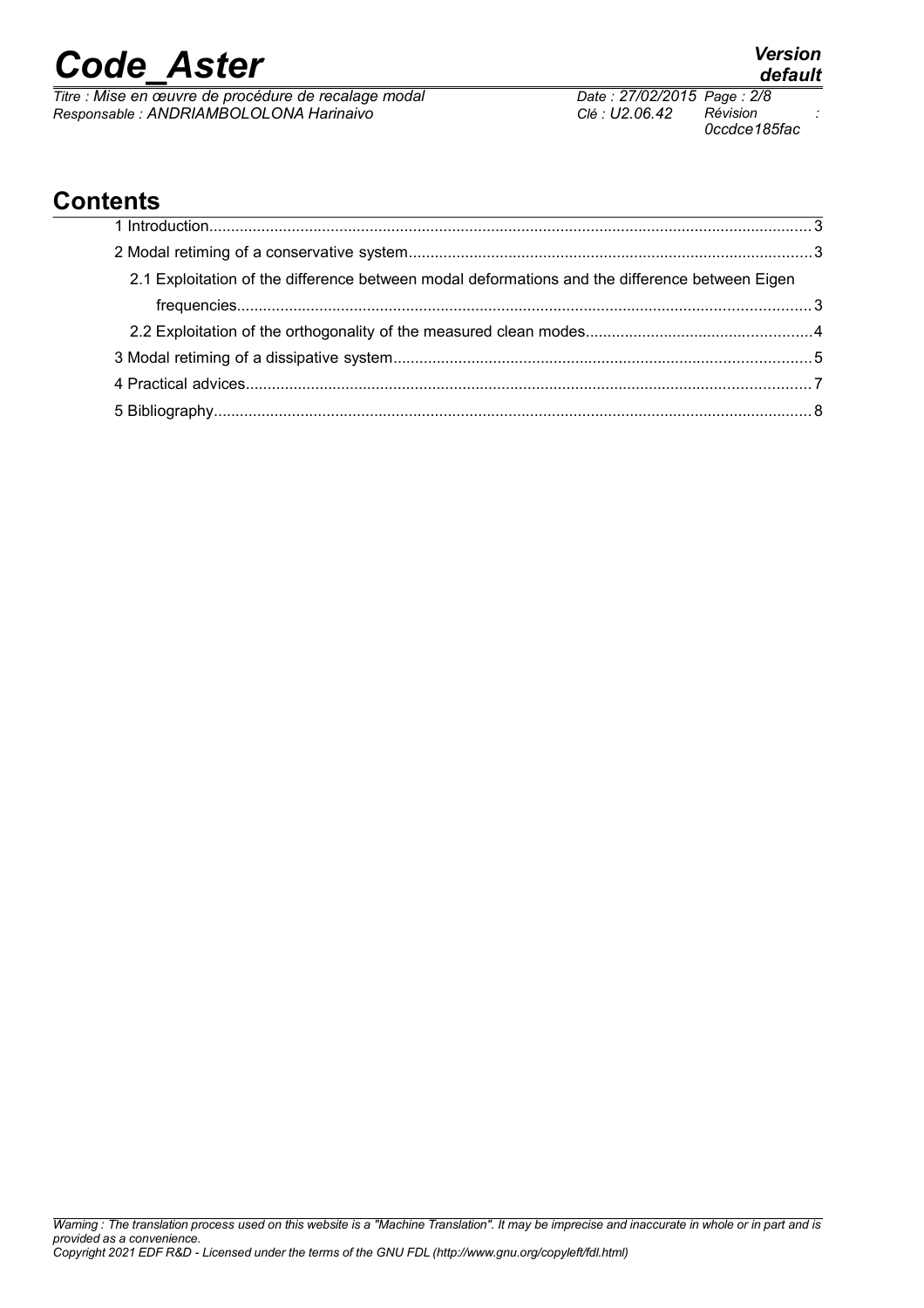# Contents

1 Introduction........................................................................................................................................3

2 Modal retiming of a conservative system...........................................................................................3

2.1 Exploitation of the difference between modal deformations and the difference between Eigen frequencies...................................................................................................................................3

2.2 Exploitation of the orthogonality of the measured clean modes...................................................4

3 Modal retiming of a dissipative system...............................................................................................5

4 Practical advices.................................................................................................................................7

5 Bibliography........................................................................................................................................8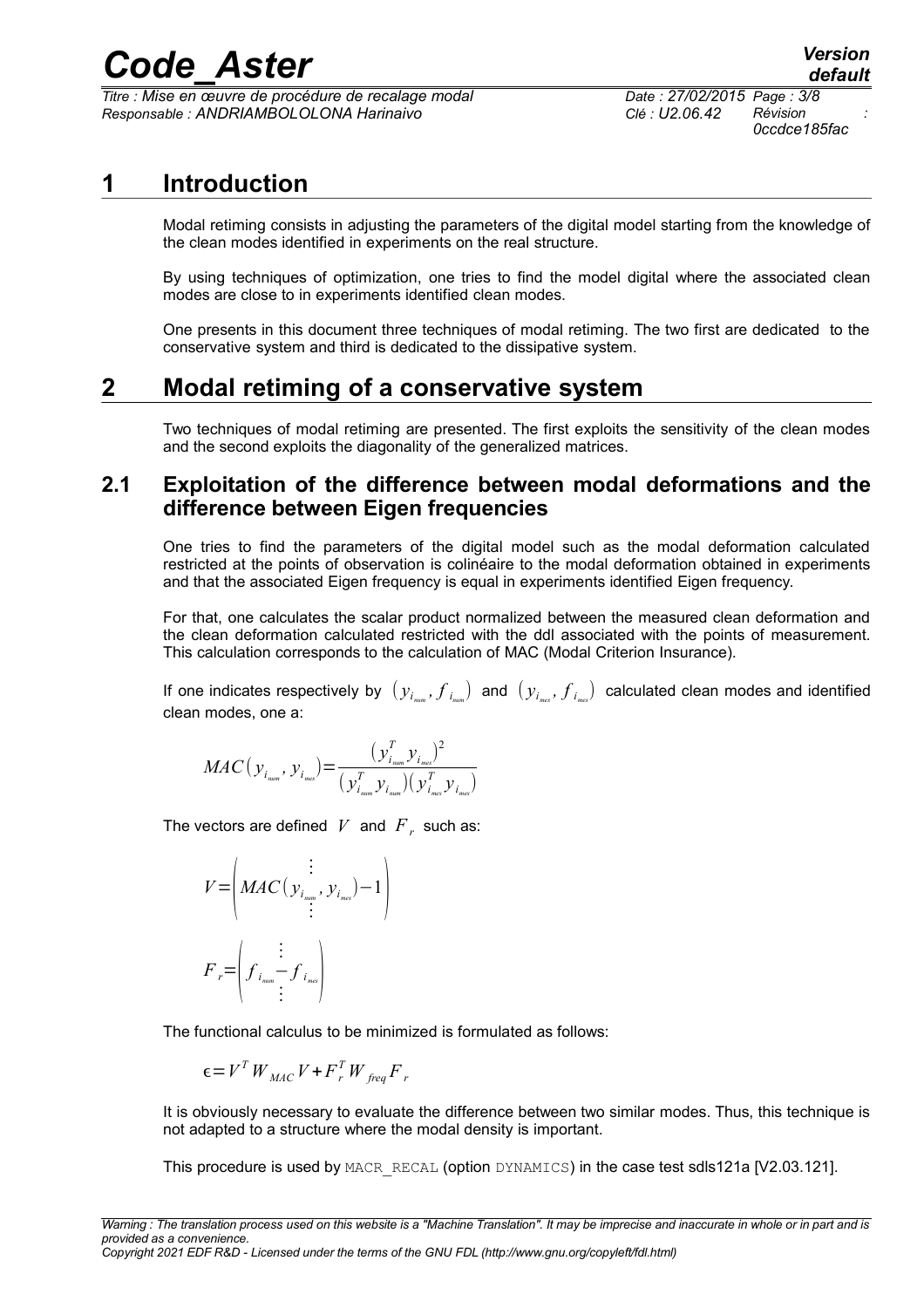# 1 Introduction

Modal retiming consists in adjusting the parameters of the digital model starting from the knowledge of the clean modes identified in experiments on the real structure.

By using techniques of optimization, one tries to find the model digital where the associated clean modes are close to in experiments identified clean modes.

One presents in this document three techniques of modal retiming. The two first are dedicated to the conservative system and third is dedicated to the dissipative system.

# 2 Modal retiming of a conservative system

Two techniques of modal retiming are presented. The first exploits the sensitivity of the clean modes and the second exploits the diagonality of the generalized matrices.

## 2.1 Exploitation of the difference between modal deformations and the difference between Eigen frequencies

One tries to find the parameters of the digital model such as the modal deformation calculated restricted at the points of observation is colinéaire to the modal deformation obtained in experiments and that the associated Eigen frequency is equal in experiments identified Eigen frequency.

For that, one calculates the scalar product normalized between the measured clean deformation and the clean deformation calculated restricted with the ddl associated with the points of measurement. This calculation corresponds to the calculation of MAC (Modal Criterion Insurance).

If one indicates respectively by $(y_{i_{num}}, f_{i_{num}})$ and $(y_{i_{mes}}, f_{i_{mes}})$ calculated clean modes and identified clean modes, one a:

$$MAC(y_{i_{num}}, y_{i_{mes}}) = \frac{(y_{i_{num}}^T y_{i_{mes}})^2}{(y_{i_{num}}^T y_{i_{num}})(y_{i_{mes}}^T y_{i_{mes}})}$$

The vectors are defined $V$ and $F_r$ such as:

$$V = \begin{pmatrix} \vdots \\ MAC(y_{i_{num}}, y_{i_{mes}}) - 1 \\ \vdots \end{pmatrix}$$

$$F_r = \begin{pmatrix} \vdots \\ f_{i_{num}} - f_{i_{mes}} \\ \vdots \end{pmatrix}$$

The functional calculus to be minimized is formulated as follows:

$$\epsilon = V^T W_{MAC} V + F_r^T W_{freq} F_r$$

It is obviously necessary to evaluate the difference between two similar modes. Thus, this technique is not adapted to a structure where the modal density is important.

This procedure is used by MACR_RECAL (option DYNAMICS) in the case test sdls121a [V2.03.121].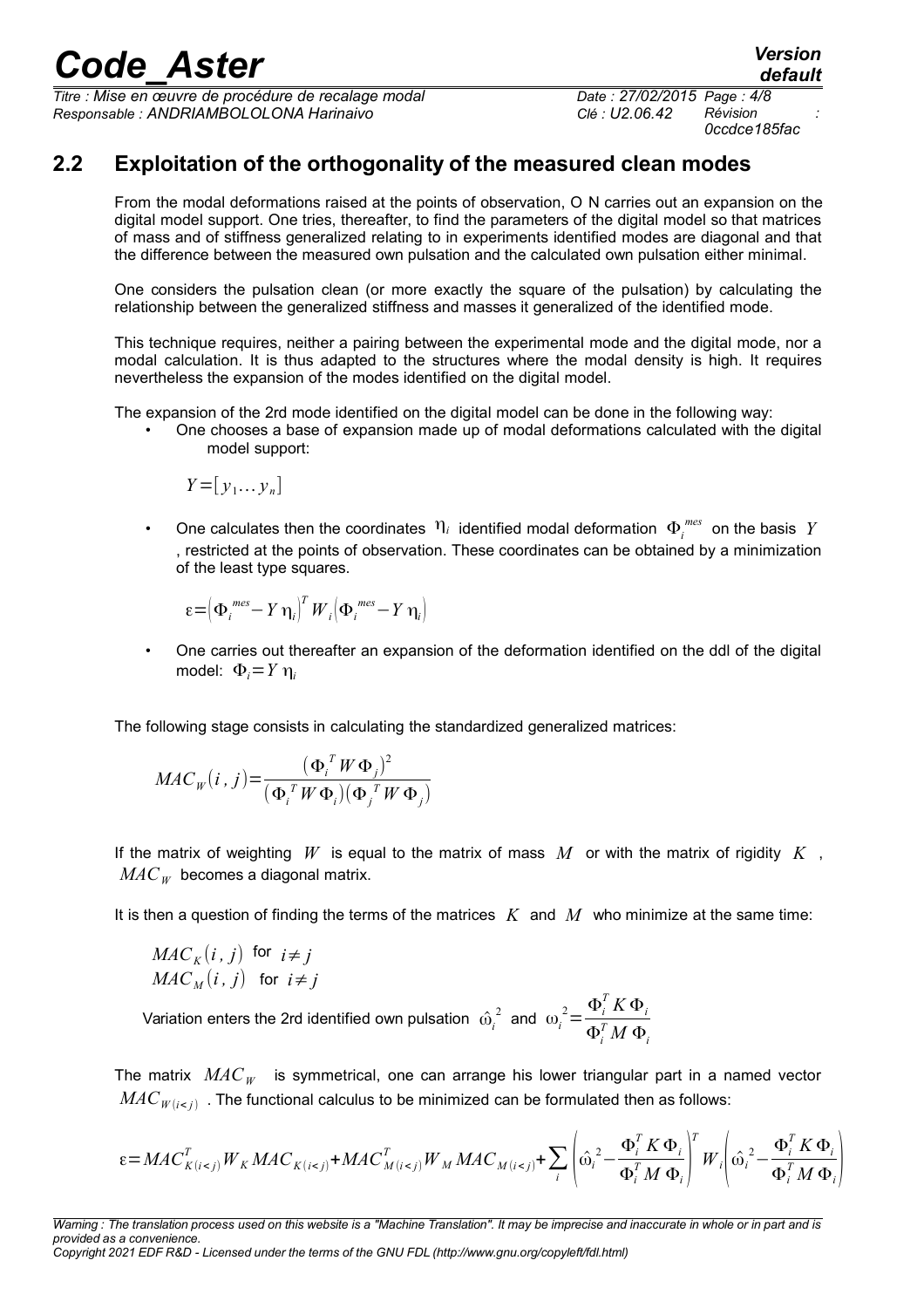## 2.2 Exploitation of the orthogonality of the measured clean modes

From the modal deformations raised at the points of observation, O N carries out an expansion on the digital model support. One tries, thereafter, to find the parameters of the digital model so that matrices of mass and of stiffness generalized relating to in experiments identified modes are diagonal and that the difference between the measured own pulsation and the calculated own pulsation either minimal.

One considers the pulsation clean (or more exactly the square of the pulsation) by calculating the relationship between the generalized stiffness and masses it generalized of the identified mode.

This technique requires, neither a pairing between the experimental mode and the digital mode, nor a modal calculation. It is thus adapted to the structures where the modal density is high. It requires nevertheless the expansion of the modes identified on the digital model.

The expansion of the 2rd mode identified on the digital model can be done in the following way:

- One chooses a base of expansion made up of modal deformations calculated with the digital model support:

  $$Y=[y_1 \dots y_n]$$

- One calculates then the coordinates $\eta_i$ identified modal deformation $\Phi_i^{mes}$ on the basis $Y$, restricted at the points of observation. These coordinates can be obtained by a minimization of the least type squares.

  $$\varepsilon=\left(\Phi_i^{mes}-Y\,\eta_i\right)^T W_i\left(\Phi_i^{mes}-Y\,\eta_i\right)$$

- One carries out thereafter an expansion of the deformation identified on the ddl of the digital model: $\Phi_i=Y\,\eta_i$

The following stage consists in calculating the standardized generalized matrices:

$$MAC_W(i\,,j)=\frac{\left(\Phi_i^T W \Phi_j\right)^2}{\left(\Phi_i^T W \Phi_i\right)\left(\Phi_j^T W \Phi_j\right)}$$

If the matrix of weighting $W$ is equal to the matrix of mass $M$ or with the matrix of rigidity $K$, $MAC_W$ becomes a diagonal matrix.

It is then a question of finding the terms of the matrices $K$ and $M$ who minimize at the same time:

$MAC_K(i\,,j)$ for $i\neq j$
$MAC_M(i\,,j)$ for $i\neq j$

Variation enters the 2rd identified own pulsation $\hat{\omega}_i^2$ and $\omega_i^2=\dfrac{\Phi_i^T K\,\Phi_i}{\Phi_i^T M\,\Phi_i}$

The matrix $MAC_W$ is symmetrical, one can arrange his lower triangular part in a named vector $MAC_{W(i<j)}$. The functional calculus to be minimized can be formulated then as follows:

$$\varepsilon=MAC_{K(i<j)}^T W_K\,MAC_{K(i<j)}+MAC_{M(i<j)}^T W_M\,MAC_{M(i<j)}+\sum_i\left(\hat{\omega}_i^2-\frac{\Phi_i^T K\,\Phi_i}{\Phi_i^T M\,\Phi_i}\right)^T W_i\left(\hat{\omega}_i^2-\frac{\Phi_i^T K\,\Phi_i}{\Phi_i^T M\,\Phi_i}\right)$$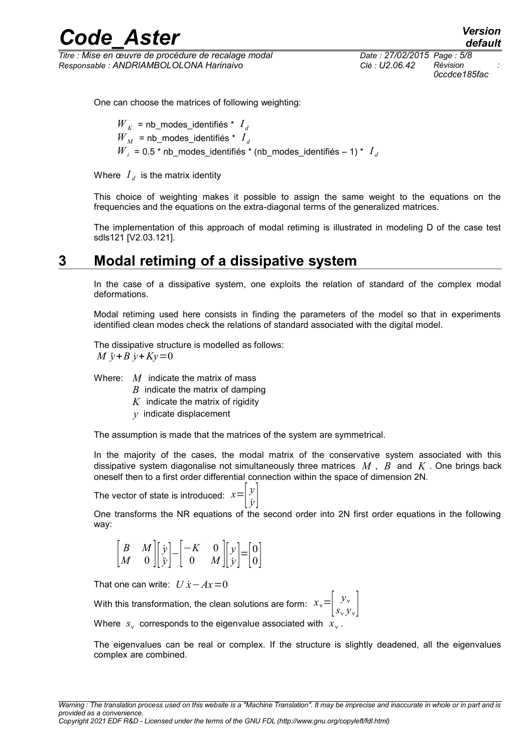One can choose the matrices of following weighting:

$W_K$ = nb_modes_identifiés * $I_d$
$W_M$ = nb_modes_identifiés * $I_d$
$W_i$ = 0.5 * nb_modes_identifiés * (nb_modes_identifiés – 1) * $I_d$

Where $I_d$ is the matrix identity

This choice of weighting makes it possible to assign the same weight to the equations on the frequencies and the equations on the extra-diagonal terms of the generalized matrices.

The implementation of this approach of modal retiming is illustrated in modeling D of the case test sdls121 [V2.03.121].

# 3 Modal retiming of a dissipative system

In the case of a dissipative system, one exploits the relation of standard of the complex modal deformations.

Modal retiming used here consists in finding the parameters of the model so that in experiments identified clean modes check the relations of standard associated with the digital model.

The dissipative structure is modelled as follows:
$M\ddot{y}+B\dot{y}+Ky=0$

Where: $M$ indicate the matrix of mass
$B$ indicate the matrix of damping
$K$ indicate the matrix of rigidity
$y$ indicate displacement

The assumption is made that the matrices of the system are symmetrical.

In the majority of the cases, the modal matrix of the conservative system associated with this dissipative system diagonalise not simultaneously three matrices $M$, $B$ and $K$. One brings back oneself then to a first order differential connection within the space of dimension 2N.

The vector of state is introduced: $x=\begin{bmatrix} y \\ \dot{y} \end{bmatrix}$

One transforms the NR equations of the second order into 2N first order equations in the following way:

$$\begin{bmatrix} B & M \\ M & 0 \end{bmatrix}\begin{bmatrix} \dot{y} \\ \ddot{y} \end{bmatrix}-\begin{bmatrix} -K & 0 \\ 0 & M \end{bmatrix}\begin{bmatrix} y \\ \dot{y} \end{bmatrix}=\begin{bmatrix} 0 \\ 0 \end{bmatrix}$$

That one can write: $U\dot{x}-Ax=0$

With this transformation, the clean solutions are form: $x_v=\begin{bmatrix} y_v \\ s_v y_v \end{bmatrix}$

Where $s_v$ corresponds to the eigenvalue associated with $x_v$.

The eigenvalues can be real or complex. If the structure is slightly deadened, all the eigenvalues complex are combined.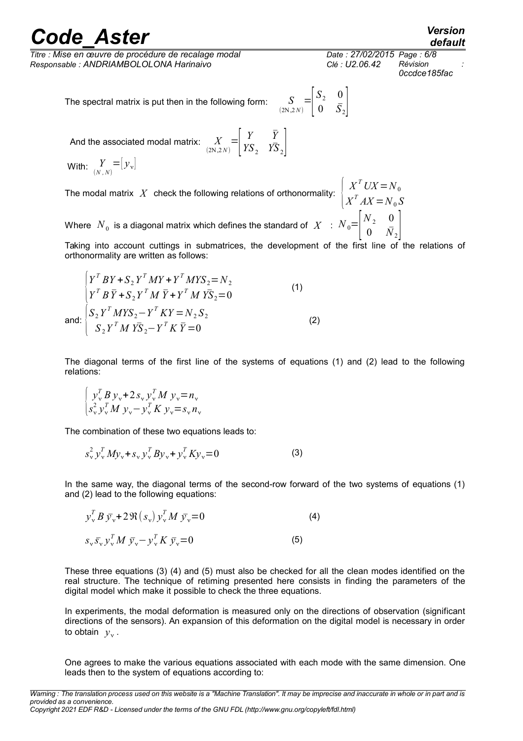The spectral matrix is put then in the following form: $\underset{(2N,2N)}{S} = \begin{bmatrix} S_2 & 0 \\ 0 & \bar{S}_2 \end{bmatrix}$

And the associated modal matrix: $\underset{(2N,2N)}{X} = \begin{bmatrix} Y & \bar{Y} \\ YS_2 & Y\bar{S}_2 \end{bmatrix}$

With: $\underset{(N,N)}{Y} = [y_\nu]$

The modal matrix $X$ check the following relations of orthonormality: $\begin{cases} X^T U X = N_0 \\ X^T A X = N_0 S \end{cases}$

Where $N_0$ is a diagonal matrix which defines the standard of $X$ : $N_0 = \begin{bmatrix} N_2 & 0 \\ 0 & \bar{N}_2 \end{bmatrix}$

Taking into account cuttings in submatrices, the development of the first line of the relations of orthonormality are written as follows:

$$\begin{cases} Y^T B Y + S_2 Y^T M Y + Y^T M Y S_2 = N_2 \\ Y^T B \bar{Y} + S_2 Y^T M \bar{Y} + Y^T M Y \bar{S}_2 = 0 \end{cases} \quad (1)$$

and: 
$$\begin{cases} S_2 Y^T M Y S_2 - Y^T K Y = N_2 S_2 \\ S_2 Y^T M Y \bar{S}_2 - Y^T K \bar{Y} = 0 \end{cases} \quad (2)$$

The diagonal terms of the first line of the systems of equations (1) and (2) lead to the following relations:

$$\begin{cases} y_\nu^T B y_\nu + 2 s_\nu y_\nu^T M y_\nu = n_\nu \\ s_\nu^2 y_\nu^T M y_\nu - y_\nu^T K y_\nu = s_\nu n_\nu \end{cases}$$

The combination of these two equations leads to:

$$s_\nu^2 y_\nu^T M y_\nu + s_\nu y_\nu^T B y_\nu + y_\nu^T K y_\nu = 0 \quad (3)$$

In the same way, the diagonal terms of the second-row forward of the two systems of equations (1) and (2) lead to the following equations:

$$y_\nu^T B \bar{y}_\nu + 2 \Re(s_\nu) y_\nu^T M \bar{y}_\nu = 0 \quad (4)$$

$$s_\nu \bar{s}_\nu y_\nu^T M \bar{y}_\nu - y_\nu^T K \bar{y}_\nu = 0 \quad (5)$$

These three equations (3) (4) and (5) must also be checked for all the clean modes identified on the real structure. The technique of retiming presented here consists in finding the parameters of the digital model which make it possible to check the three equations.

In experiments, the modal deformation is measured only on the directions of observation (significant directions of the sensors). An expansion of this deformation on the digital model is necessary in order to obtain $y_\nu$.

One agrees to make the various equations associated with each mode with the same dimension. One leads then to the system of equations according to: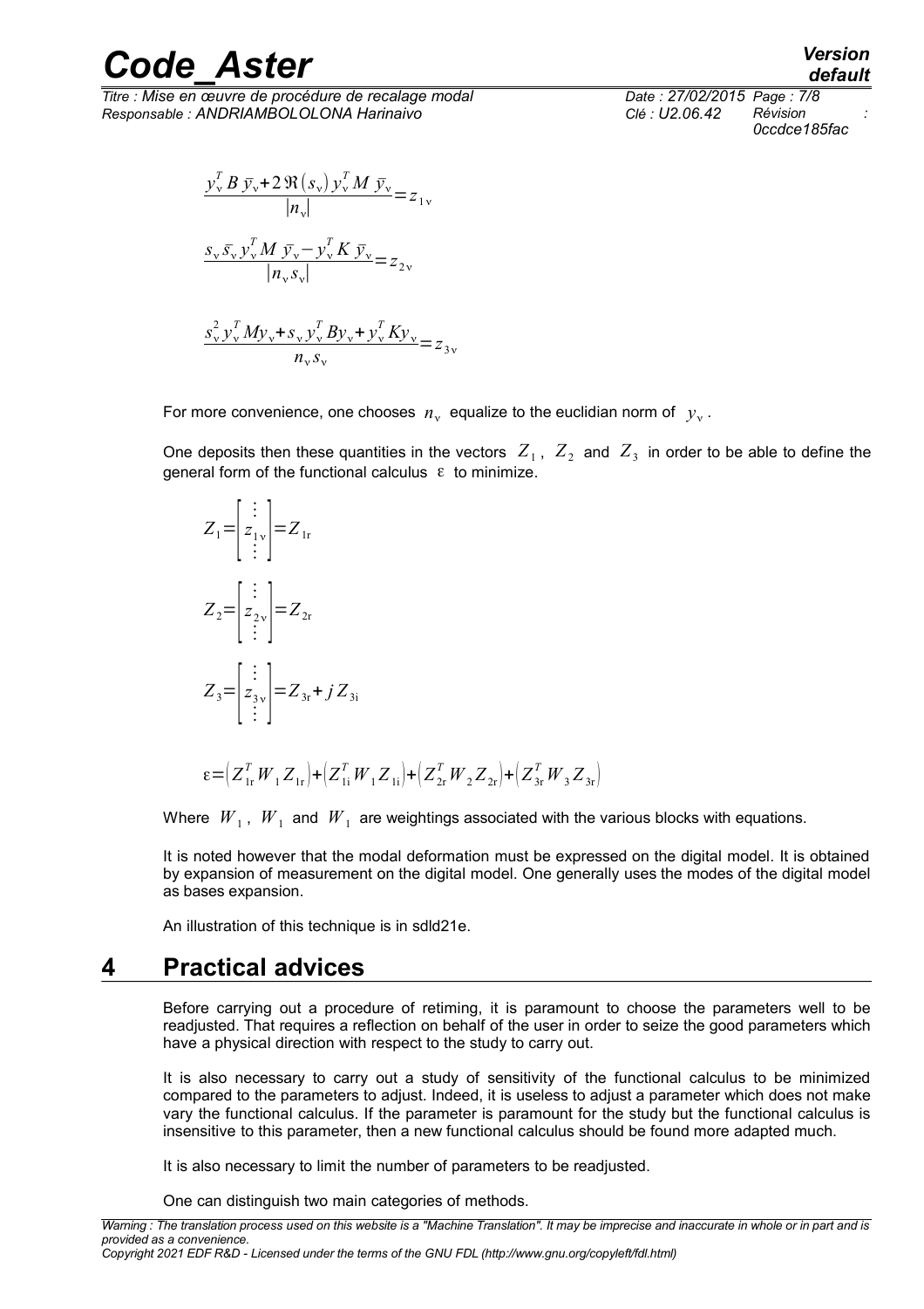$$\frac{y_v^T B \bar{y}_v + 2\Re(s_v) y_v^T M \bar{y}_v}{|n_v|} = z_{1v}$$

$$\frac{s_v \bar{s}_v y_v^T M \bar{y}_v - y_v^T K \bar{y}_v}{|n_v s_v|} = z_{2v}$$

$$\frac{s_v^2 y_v^T M y_v + s_v y_v^T B y_v + y_v^T K y_v}{n_v s_v} = z_{3v}$$

For more convenience, one chooses $n_v$ equalize to the euclidian norm of $y_v$.

One deposits then these quantities in the vectors $Z_1$, $Z_2$ and $Z_3$ in order to be able to define the general form of the functional calculus $\varepsilon$ to minimize.

$$Z_1 = \begin{bmatrix} \vdots \\ z_{1v} \\ \vdots \end{bmatrix} = Z_{1r}$$

$$Z_2 = \begin{bmatrix} \vdots \\ z_{2v} \\ \vdots \end{bmatrix} = Z_{2r}$$

$$Z_3 = \begin{bmatrix} \vdots \\ z_{3v} \\ \vdots \end{bmatrix} = Z_{3r} + j Z_{3i}$$

$$\varepsilon = \left(Z_{1r}^T W_1 Z_{1r}\right) + \left(Z_{1i}^T W_1 Z_{1i}\right) + \left(Z_{2r}^T W_2 Z_{2r}\right) + \left(Z_{3r}^T W_3 Z_{3r}\right)$$

Where $W_1$, $W_1$ and $W_1$ are weightings associated with the various blocks with equations.

It is noted however that the modal deformation must be expressed on the digital model. It is obtained by expansion of measurement on the digital model. One generally uses the modes of the digital model as bases expansion.

An illustration of this technique is in sdld21e.

# 4 Practical advices

Before carrying out a procedure of retiming, it is paramount to choose the parameters well to be readjusted. That requires a reflection on behalf of the user in order to seize the good parameters which have a physical direction with respect to the study to carry out.

It is also necessary to carry out a study of sensitivity of the functional calculus to be minimized compared to the parameters to adjust. Indeed, it is useless to adjust a parameter which does not make vary the functional calculus. If the parameter is paramount for the study but the functional calculus is insensitive to this parameter, then a new functional calculus should be found more adapted much.

It is also necessary to limit the number of parameters to be readjusted.

One can distinguish two main categories of methods.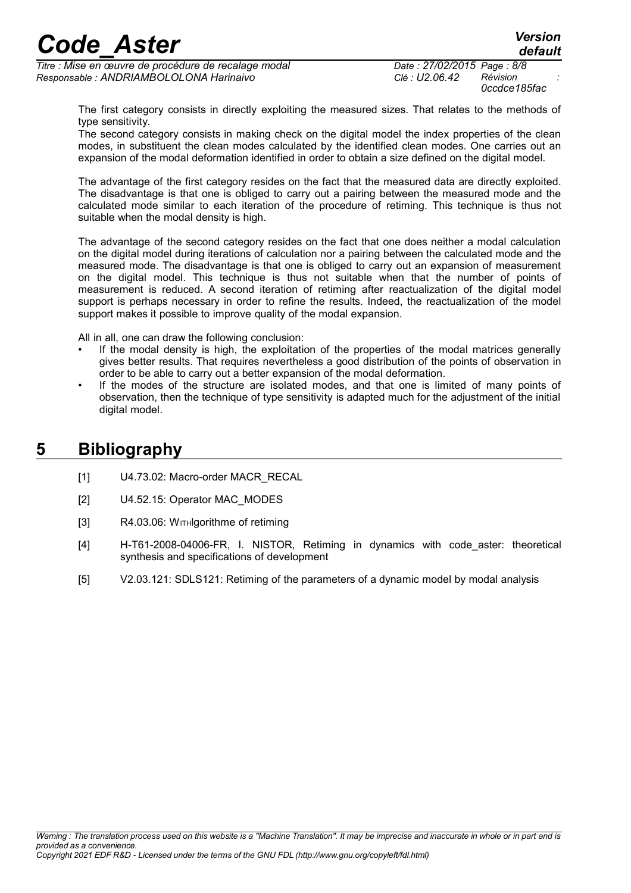The first category consists in directly exploiting the measured sizes. That relates to the methods of type sensitivity.
The second category consists in making check on the digital model the index properties of the clean modes, in substituent the clean modes calculated by the identified clean modes. One carries out an expansion of the modal deformation identified in order to obtain a size defined on the digital model.

The advantage of the first category resides on the fact that the measured data are directly exploited. The disadvantage is that one is obliged to carry out a pairing between the measured mode and the calculated mode similar to each iteration of the procedure of retiming. This technique is thus not suitable when the modal density is high.

The advantage of the second category resides on the fact that one does neither a modal calculation on the digital model during iterations of calculation nor a pairing between the calculated mode and the measured mode. The disadvantage is that one is obliged to carry out an expansion of measurement on the digital model. This technique is thus not suitable when that the number of points of measurement is reduced. A second iteration of retiming after reactualization of the digital model support is perhaps necessary in order to refine the results. Indeed, the reactualization of the model support makes it possible to improve quality of the modal expansion.

All in all, one can draw the following conclusion:

- If the modal density is high, the exploitation of the properties of the modal matrices generally gives better results. That requires nevertheless a good distribution of the points of observation in order to be able to carry out a better expansion of the modal deformation.
- If the modes of the structure are isolated modes, and that one is limited of many points of observation, then the technique of type sensitivity is adapted much for the adjustment of the initial digital model.

# 5 Bibliography

[1] U4.73.02: Macro-order MACR_RECAL

[2] U4.52.15: Operator MAC_MODES

[3] R4.03.06: WITHlgorithme of retiming

[4] H-T61-2008-04006-FR, I. NISTOR, Retiming in dynamics with code_aster: theoretical synthesis and specifications of development

[5] V2.03.121: SDLS121: Retiming of the parameters of a dynamic model by modal analysis